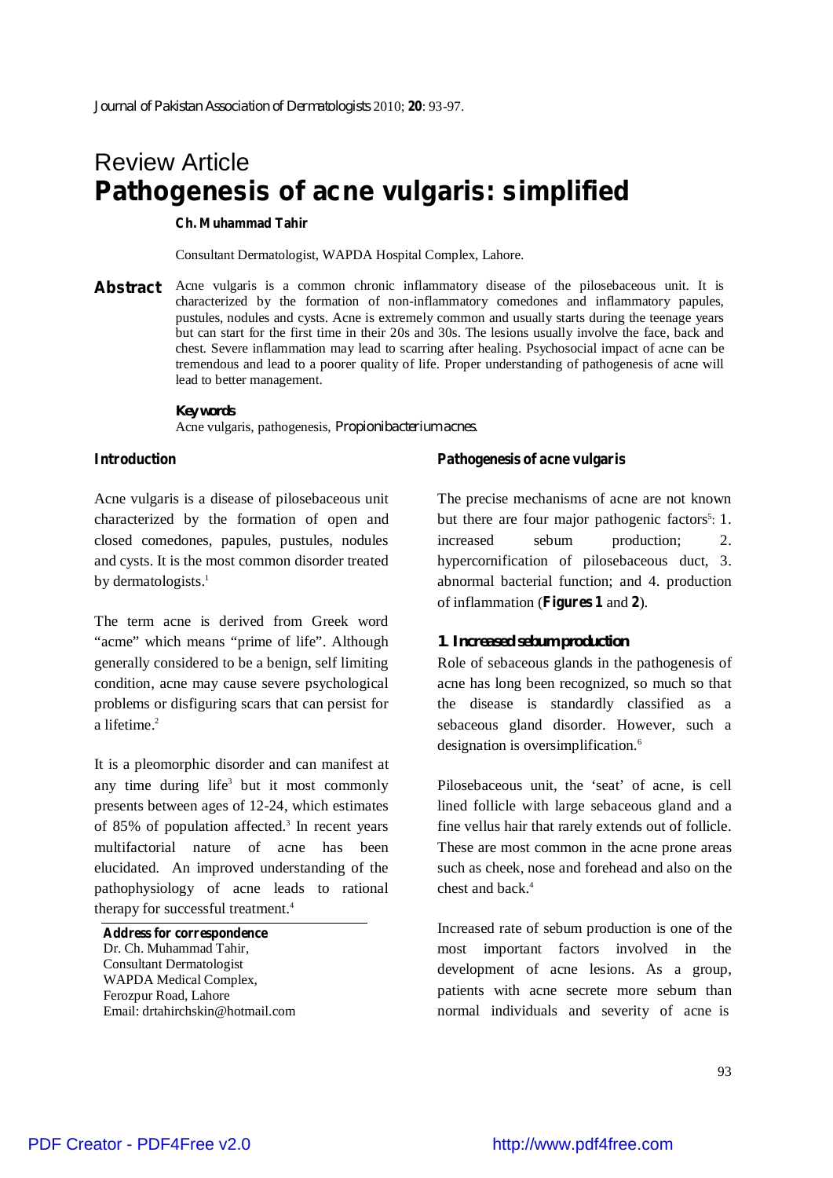Review Article

# Pathogenesis of acne vulgaris: simplified

**Ch. Muhammad Tahir**

Consultant Dermatologist, WAPDA Hospital Complex, Lahore.

**Abstract** Acne vulgaris is a common chronic inflammatory disease of the pilosebaceous unit. It is characterized by the formation of non-inflammatory comedones and inflammatory papules, pustules, nodules and cysts. Acne is extremely common and usually starts during the teenage years but can start for the first time in their 20s and 30s. The lesions usually involve the face, back and chest. Severe inflammation may lead to scarring after healing. Psychosocial impact of acne can be tremendous and lead to a poorer quality of life. Proper understanding of pathogenesis of acne will lead to better management.

**Key words**

Acne vulgaris, pathogenesis, *Propionibacterium acnes.*

## Introduction

Acne vulgaris is a disease of pilosebaceous unit characterized by the formation of open and closed comedones, papules, pustules, nodules and cysts. It is the most common disorder treated by dermatologists.[1]

The term acne is derived from Greek word "acme" which means "prime of life". Although generally considered to be a benign, self limiting condition, acne may cause severe psychological problems or disfiguring scars that can persist for a lifetime.[2]

It is a pleomorphic disorder and can manifest at any time during life[3] but it most commonly presents between ages of 12-24, which estimates of 85% of population affected.[3] In recent years multifactorial nature of acne has been elucidated. An improved understanding of the pathophysiology of acne leads to rational therapy for successful treatment.[4]

**Address for correspondence**
Dr. Ch. Muhammad Tahir,
Consultant Dermatologist
WAPDA Medical Complex,
Ferozpur Road, Lahore
Email: drtahirchskin@hotmail.com

## Pathogenesis of acne vulgaris

The precise mechanisms of acne are not known but there are four major pathogenic factors[5]: 1. increased sebum production; 2. hypercornification of pilosebaceous duct, 3. abnormal bacterial function; and 4. production of inflammation (**Figures 1** and **2**).

### 1. Increased sebum production

Role of sebaceous glands in the pathogenesis of acne has long been recognized, so much so that the disease is standardly classified as a sebaceous gland disorder. However, such a designation is oversimplification.[6]

Pilosebaceous unit, the 'seat' of acne, is cell lined follicle with large sebaceous gland and a fine vellus hair that rarely extends out of follicle. These are most common in the acne prone areas such as cheek, nose and forehead and also on the chest and back.[4]

Increased rate of sebum production is one of the most important factors involved in the development of acne lesions. As a group, patients with acne secrete more sebum than normal individuals and severity of acne is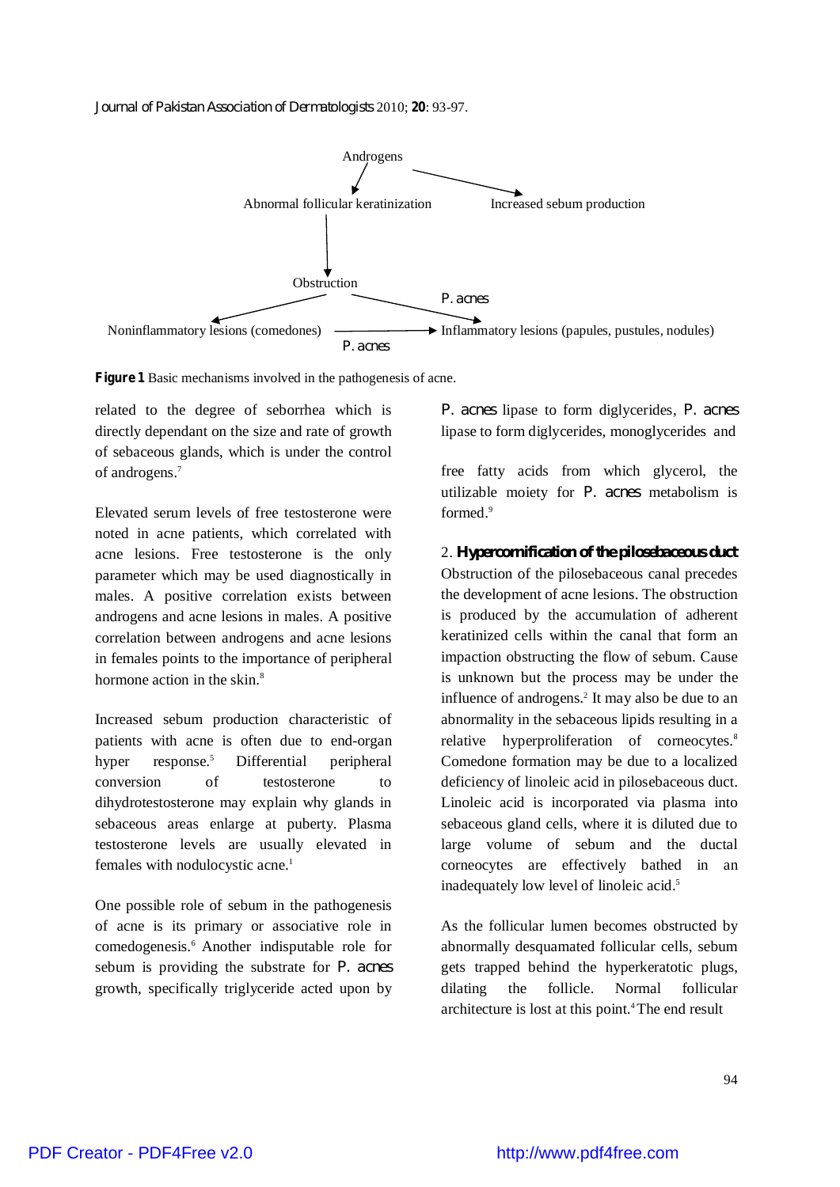Androgens → Abnormal follicular keratinization; Androgens → Increased sebum production

Abnormal follicular keratinization → Obstruction

Obstruction → Noninflammatory lesions (comedones); Obstruction → (*P. acnes*) Inflammatory lesions (papules, pustules, nodules)

Noninflammatory lesions (comedones) → (*P. acnes*) Inflammatory lesions (papules, pustules, nodules)

**Figure 1** Basic mechanisms involved in the pathogenesis of acne.

related to the degree of seborrhea which is directly dependant on the size and rate of growth of sebaceous glands, which is under the control of androgens.[7]

Elevated serum levels of free testosterone were noted in acne patients, which correlated with acne lesions. Free testosterone is the only parameter which may be used diagnostically in males. A positive correlation exists between androgens and acne lesions in males. A positive correlation between androgens and acne lesions in females points to the importance of peripheral hormone action in the skin.[8]

Increased sebum production characteristic of patients with acne is often due to end-organ hyper response.[5] Differential peripheral conversion of testosterone to dihydrotestosterone may explain why glands in sebaceous areas enlarge at puberty. Plasma testosterone levels are usually elevated in females with nodulocystic acne.[1]

One possible role of sebum in the pathogenesis of acne is its primary or associative role in comedogenesis.[6] Another indisputable role for sebum is providing the substrate for *P. acnes* growth, specifically triglyceride acted upon by *P. acnes* lipase to form diglycerides, *P. acnes* lipase to form diglycerides, monoglycerides and

free fatty acids from which glycerol, the utilizable moiety for *P. acnes* metabolism is formed.[9]

2. **Hypercornification of the pilosebaceous duct**
Obstruction of the pilosebaceous canal precedes the development of acne lesions. The obstruction is produced by the accumulation of adherent keratinized cells within the canal that form an impaction obstructing the flow of sebum. Cause is unknown but the process may be under the influence of androgens.[2] It may also be due to an abnormality in the sebaceous lipids resulting in a relative hyperproliferation of corneocytes.[8] Comedone formation may be due to a localized deficiency of linoleic acid in pilosebaceous duct. Linoleic acid is incorporated via plasma into sebaceous gland cells, where it is diluted due to large volume of sebum and the ductal corneocytes are effectively bathed in an inadequately low level of linoleic acid.[5]

As the follicular lumen becomes obstructed by abnormally desquamated follicular cells, sebum gets trapped behind the hyperkeratotic plugs, dilating the follicle. Normal follicular architecture is lost at this point.[4] The end result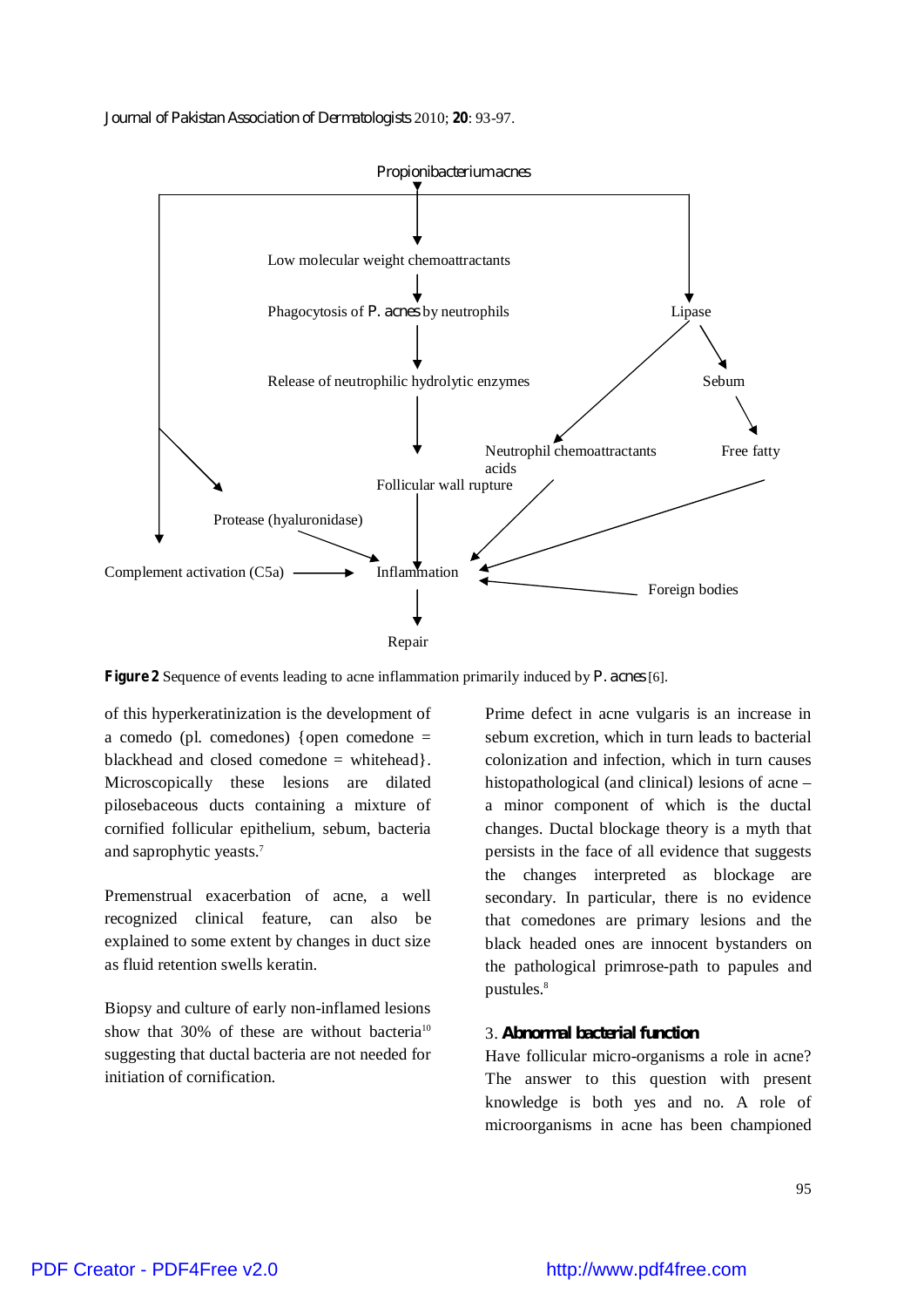**Figure 2** Sequence of events leading to acne inflammation primarily induced by *P. acnes* [6].

of this hyperkeratinization is the development of a comedo (pl. comedones) {open comedone = blackhead and closed comedone = whitehead}. Microscopically these lesions are dilated pilosebaceous ducts containing a mixture of cornified follicular epithelium, sebum, bacteria and saprophytic yeasts.[7]

Premenstrual exacerbation of acne, a well recognized clinical feature, can also be explained to some extent by changes in duct size as fluid retention swells keratin.

Biopsy and culture of early non-inflamed lesions show that 30% of these are without bacteria[10] suggesting that ductal bacteria are not needed for initiation of cornification.

Prime defect in acne vulgaris is an increase in sebum excretion, which in turn leads to bacterial colonization and infection, which in turn causes histopathological (and clinical) lesions of acne – a minor component of which is the ductal changes. Ductal blockage theory is a myth that persists in the face of all evidence that suggests the changes interpreted as blockage are secondary. In particular, there is no evidence that comedones are primary lesions and the black headed ones are innocent bystanders on the pathological primrose-path to papules and pustules.[8]

### 3. Abnormal bacterial function

Have follicular micro-organisms a role in acne? The answer to this question with present knowledge is both yes and no. A role of microorganisms in acne has been championed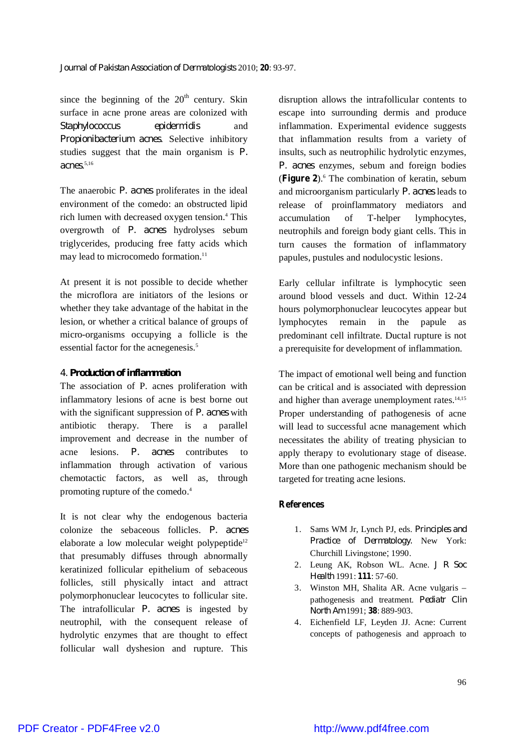since the beginning of the $20^{th}$ century. Skin surface in acne prone areas are colonized with *Staphylococcus epidermidis* and *Propionibacterium acnes*. Selective inhibitory studies suggest that the main organism is *P. acnes*.[5,16]

The anaerobic *P. acnes* proliferates in the ideal environment of the comedo: an obstructed lipid rich lumen with decreased oxygen tension.[4] This overgrowth of *P. acnes* hydrolyses sebum triglycerides, producing free fatty acids which may lead to microcomedo formation.[11]

At present it is not possible to decide whether the microflora are initiators of the lesions or whether they take advantage of the habitat in the lesion, or whether a critical balance of groups of micro-organisms occupying a follicle is the essential factor for the acnegenesis.[5]

### 4. **Production of inflammation**

The association of P. acnes proliferation with inflammatory lesions of acne is best borne out with the significant suppression of *P. acnes* with antibiotic therapy. There is a parallel improvement and decrease in the number of acne lesions. *P. acnes* contributes to inflammation through activation of various chemotactic factors, as well as, through promoting rupture of the comedo.[4]

It is not clear why the endogenous bacteria colonize the sebaceous follicles. *P. acnes* elaborate a low molecular weight polypeptide[12] that presumably diffuses through abnormally keratinized follicular epithelium of sebaceous follicles, still physically intact and attract polymorphonuclear leucocytes to follicular site. The intrafollicular *P. acnes* is ingested by neutrophil, with the consequent release of hydrolytic enzymes that are thought to effect follicular wall dyshesion and rupture. This disruption allows the intrafollicular contents to escape into surrounding dermis and produce inflammation. Experimental evidence suggests that inflammation results from a variety of insults, such as neutrophilic hydrolytic enzymes, *P. acnes* enzymes, sebum and foreign bodies (**Figure 2**).[6] The combination of keratin, sebum and microorganism particularly *P. acnes* leads to release of proinflammatory mediators and accumulation of T-helper lymphocytes, neutrophils and foreign body giant cells. This in turn causes the formation of inflammatory papules, pustules and nodulocystic lesions.

Early cellular infiltrate is lymphocytic seen around blood vessels and duct. Within 12-24 hours polymorphonuclear leucocytes appear but lymphocytes remain in the papule as predominant cell infiltrate. Ductal rupture is not a prerequisite for development of inflammation.

The impact of emotional well being and function can be critical and is associated with depression and higher than average unemployment rates.[14,15] Proper understanding of pathogenesis of acne will lead to successful acne management which necessitates the ability of treating physician to apply therapy to evolutionary stage of disease. More than one pathogenic mechanism should be targeted for treating acne lesions.

## References

1. Sams WM Jr, Lynch PJ, eds. *Principles and Practice of Dermatology*. New York: Churchill Livingstone; 1990.
2. Leung AK, Robson WL. Acne. *J R Soc Health* 1991: **111**: 57-60.
3. Winston MH, Shalita AR. Acne vulgaris – pathogenesis and treatment. *Pediatr Clin North Am* 1991; **38**: 889-903.
4. Eichenfield LF, Leyden JJ. Acne: Current concepts of pathogenesis and approach to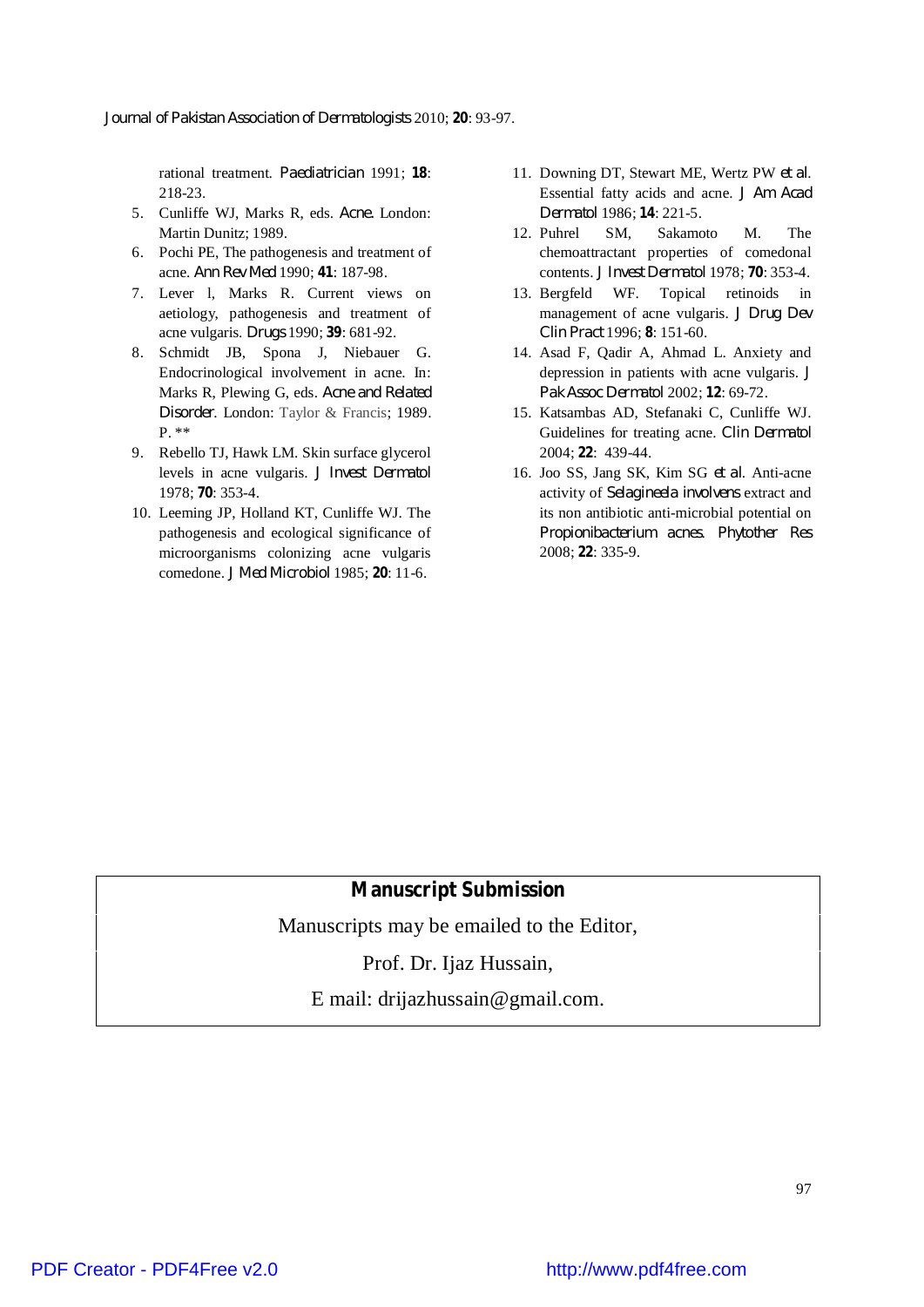rational treatment. *Paediatrician* 1991; **18**: 218-23.

5. Cunliffe WJ, Marks R, eds. *Acne*. London: Martin Dunitz; 1989.
6. Pochi PE, The pathogenesis and treatment of acne. *Ann Rev Med* 1990; **41**: 187-98.
7. Lever l, Marks R. Current views on aetiology, pathogenesis and treatment of acne vulgaris. *Drugs* 1990; **39**: 681-92.
8. Schmidt JB, Spona J, Niebauer G. Endocrinological involvement in acne. In: Marks R, Plewing G, eds. *Acne and Related Disorder*. London: Taylor & Francis; 1989. P. **
9. Rebello TJ, Hawk LM. Skin surface glycerol levels in acne vulgaris. *J Invest Dermatol* 1978; **70**: 353-4.
10. Leeming JP, Holland KT, Cunliffe WJ. The pathogenesis and ecological significance of microorganisms colonizing acne vulgaris comedone. *J Med Microbiol* 1985; **20**: 11-6.
11. Downing DT, Stewart ME, Wertz PW *et al*. Essential fatty acids and acne. *J Am Acad Dermatol* 1986; **14**: 221-5.
12. Puhrel SM, Sakamoto M. The chemoattractant properties of comedonal contents. *J Invest Dermatol* 1978; **70**: 353-4.
13. Bergfeld WF. Topical retinoids in management of acne vulgaris. *J Drug Dev Clin Pract* 1996; **8**: 151-60.
14. Asad F, Qadir A, Ahmad L. Anxiety and depression in patients with acne vulgaris. *J Pak Assoc Dermatol* 2002; **12**: 69-72.
15. Katsambas AD, Stefanaki C, Cunliffe WJ. Guidelines for treating acne. *Clin Dermatol* 2004; **22**: 439-44.
16. Joo SS, Jang SK, Kim SG *et al*. Anti-acne activity of *Selagineela involvens* extract and its non antibiotic anti-microbial potential on *Propionibacterium acnes*. *Phytother Res* 2008; **22**: 335-9.

**Manuscript Submission**

Manuscripts may be emailed to the Editor,

Prof. Dr. Ijaz Hussain,

E mail: drijazhussain@gmail.com.